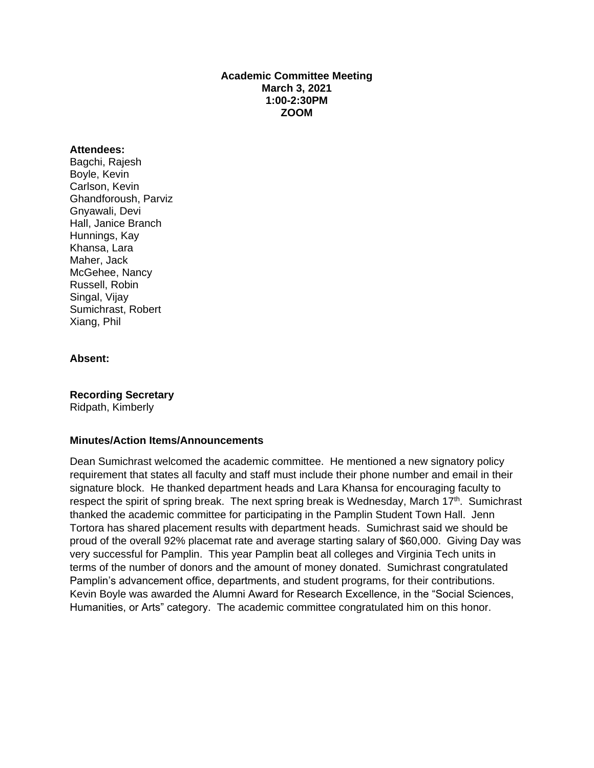**Academic Committee Meeting**
**March 3, 2021**
**1:00-2:30PM**
**ZOOM**

**Attendees:**
Bagchi, Rajesh
Boyle, Kevin
Carlson, Kevin
Ghandforoush, Parviz
Gnyawali, Devi
Hall, Janice Branch
Hunnings, Kay
Khansa, Lara
Maher, Jack
McGehee, Nancy
Russell, Robin
Singal, Vijay
Sumichrast, Robert
Xiang, Phil

**Absent:**

**Recording Secretary**
Ridpath, Kimberly

**Minutes/Action Items/Announcements**

Dean Sumichrast welcomed the academic committee. He mentioned a new signatory policy requirement that states all faculty and staff must include their phone number and email in their signature block. He thanked department heads and Lara Khansa for encouraging faculty to respect the spirit of spring break. The next spring break is Wednesday, March 17th. Sumichrast thanked the academic committee for participating in the Pamplin Student Town Hall. Jenn Tortora has shared placement results with department heads. Sumichrast said we should be proud of the overall 92% placemat rate and average starting salary of $60,000. Giving Day was very successful for Pamplin. This year Pamplin beat all colleges and Virginia Tech units in terms of the number of donors and the amount of money donated. Sumichrast congratulated Pamplin's advancement office, departments, and student programs, for their contributions. Kevin Boyle was awarded the Alumni Award for Research Excellence, in the "Social Sciences, Humanities, or Arts" category. The academic committee congratulated him on this honor.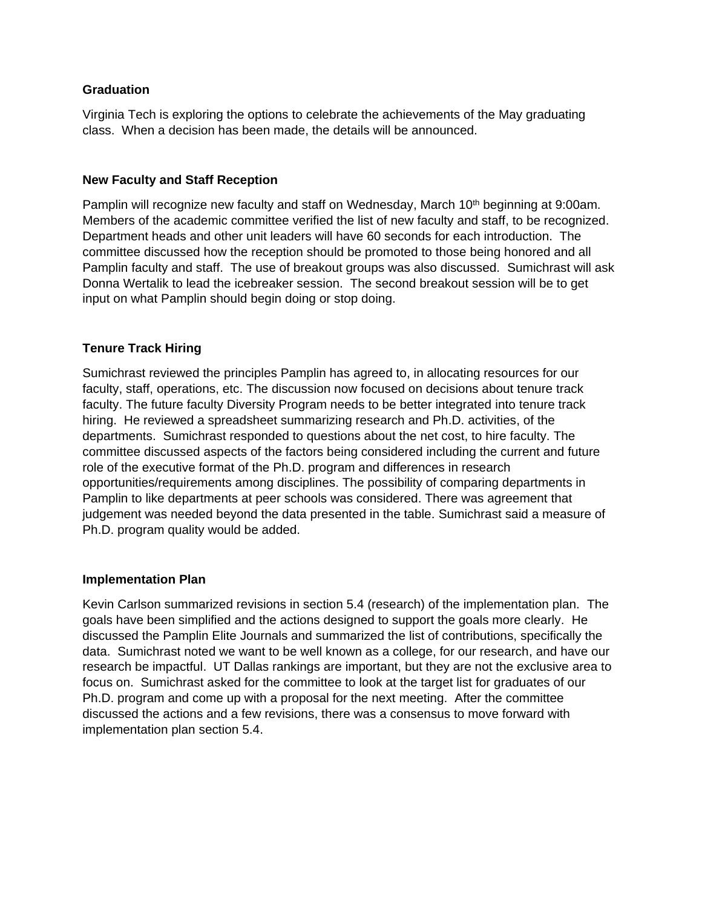**Graduation**

Virginia Tech is exploring the options to celebrate the achievements of the May graduating class. When a decision has been made, the details will be announced.

**New Faculty and Staff Reception**

Pamplin will recognize new faculty and staff on Wednesday, March 10th beginning at 9:00am. Members of the academic committee verified the list of new faculty and staff, to be recognized. Department heads and other unit leaders will have 60 seconds for each introduction. The committee discussed how the reception should be promoted to those being honored and all Pamplin faculty and staff. The use of breakout groups was also discussed. Sumichrast will ask Donna Wertalik to lead the icebreaker session. The second breakout session will be to get input on what Pamplin should begin doing or stop doing.

**Tenure Track Hiring**

Sumichrast reviewed the principles Pamplin has agreed to, in allocating resources for our faculty, staff, operations, etc. The discussion now focused on decisions about tenure track faculty. The future faculty Diversity Program needs to be better integrated into tenure track hiring. He reviewed a spreadsheet summarizing research and Ph.D. activities, of the departments. Sumichrast responded to questions about the net cost, to hire faculty. The committee discussed aspects of the factors being considered including the current and future role of the executive format of the Ph.D. program and differences in research opportunities/requirements among disciplines. The possibility of comparing departments in Pamplin to like departments at peer schools was considered. There was agreement that judgement was needed beyond the data presented in the table. Sumichrast said a measure of Ph.D. program quality would be added.

**Implementation Plan**

Kevin Carlson summarized revisions in section 5.4 (research) of the implementation plan. The goals have been simplified and the actions designed to support the goals more clearly. He discussed the Pamplin Elite Journals and summarized the list of contributions, specifically the data. Sumichrast noted we want to be well known as a college, for our research, and have our research be impactful. UT Dallas rankings are important, but they are not the exclusive area to focus on. Sumichrast asked for the committee to look at the target list for graduates of our Ph.D. program and come up with a proposal for the next meeting. After the committee discussed the actions and a few revisions, there was a consensus to move forward with implementation plan section 5.4.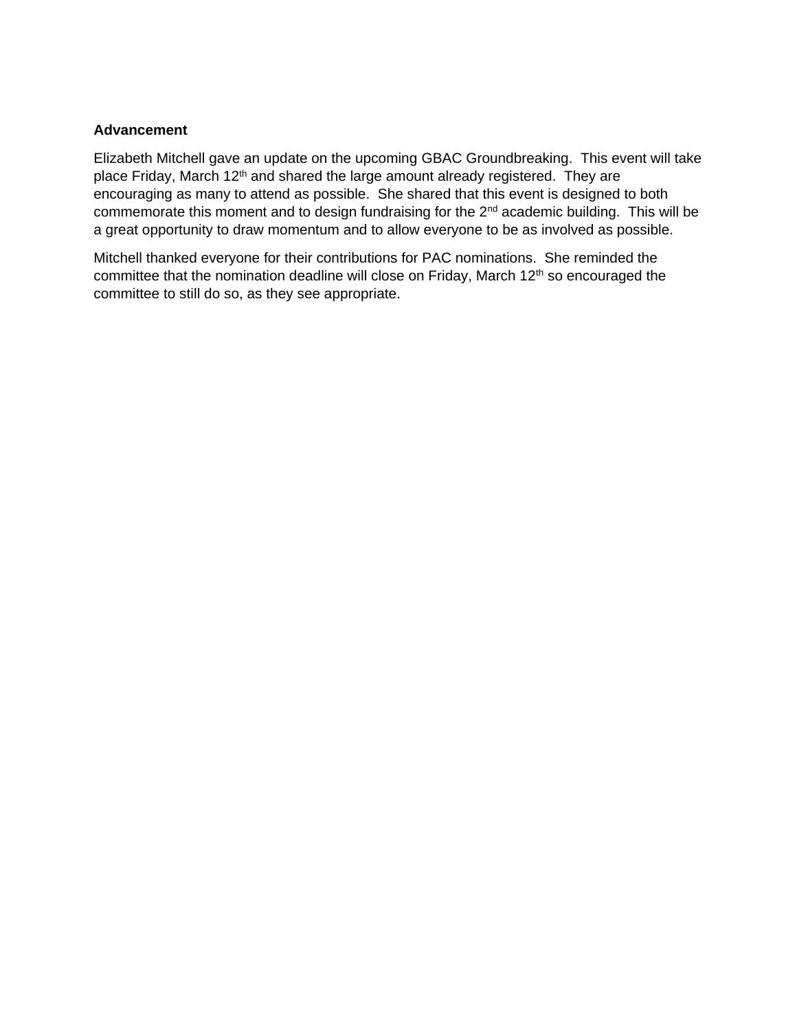**Advancement**

Elizabeth Mitchell gave an update on the upcoming GBAC Groundbreaking. This event will take place Friday, March 12th and shared the large amount already registered. They are encouraging as many to attend as possible. She shared that this event is designed to both commemorate this moment and to design fundraising for the 2nd academic building. This will be a great opportunity to draw momentum and to allow everyone to be as involved as possible.

Mitchell thanked everyone for their contributions for PAC nominations. She reminded the committee that the nomination deadline will close on Friday, March 12th so encouraged the committee to still do so, as they see appropriate.